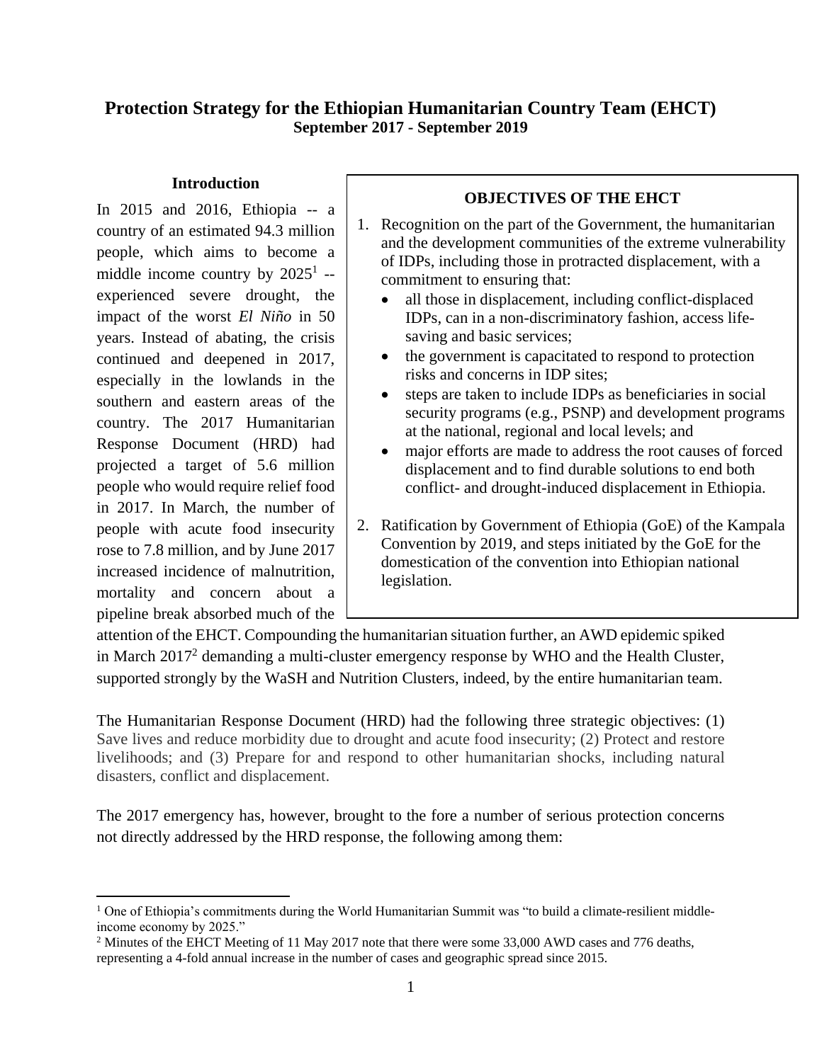# Protection Strategy for the Ethiopian Humanitarian Country Team (EHCT)

**September 2017 - September 2019**

## Introduction

In 2015 and 2016, Ethiopia -- a country of an estimated 94.3 million people, which aims to become a middle income country by 2025[1] -- experienced severe drought, the impact of the worst *El Niño* in 50 years. Instead of abating, the crisis continued and deepened in 2017, especially in the lowlands in the southern and eastern areas of the country. The 2017 Humanitarian Response Document (HRD) had projected a target of 5.6 million people who would require relief food in 2017. In March, the number of people with acute food insecurity rose to 7.8 million, and by June 2017 increased incidence of malnutrition, mortality and concern about a pipeline break absorbed much of the attention of the EHCT. Compounding the humanitarian situation further, an AWD epidemic spiked in March 2017[2] demanding a multi-cluster emergency response by WHO and the Health Cluster, supported strongly by the WaSH and Nutrition Clusters, indeed, by the entire humanitarian team.

> **OBJECTIVES OF THE EHCT**
>
> 1. Recognition on the part of the Government, the humanitarian and the development communities of the extreme vulnerability of IDPs, including those in protracted displacement, with a commitment to ensuring that:
>    - all those in displacement, including conflict-displaced IDPs, can in a non-discriminatory fashion, access life-saving and basic services;
>    - the government is capacitated to respond to protection risks and concerns in IDP sites;
>    - steps are taken to include IDPs as beneficiaries in social security programs (e.g., PSNP) and development programs at the national, regional and local levels; and
>    - major efforts are made to address the root causes of forced displacement and to find durable solutions to end both conflict- and drought-induced displacement in Ethiopia.
> 2. Ratification by Government of Ethiopia (GoE) of the Kampala Convention by 2019, and steps initiated by the GoE for the domestication of the convention into Ethiopian national legislation.

The Humanitarian Response Document (HRD) had the following three strategic objectives: (1) Save lives and reduce morbidity due to drought and acute food insecurity; (2) Protect and restore livelihoods; and (3) Prepare for and respond to other humanitarian shocks, including natural disasters, conflict and displacement.

The 2017 emergency has, however, brought to the fore a number of serious protection concerns not directly addressed by the HRD response, the following among them:

---

[1] One of Ethiopia's commitments during the World Humanitarian Summit was "to build a climate-resilient middle-income economy by 2025."

[2] Minutes of the EHCT Meeting of 11 May 2017 note that there were some 33,000 AWD cases and 776 deaths, representing a 4-fold annual increase in the number of cases and geographic spread since 2015.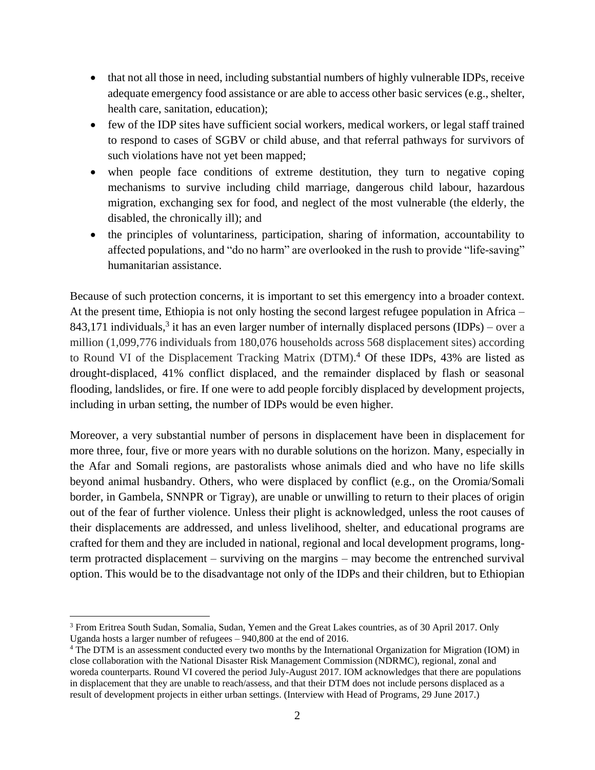- that not all those in need, including substantial numbers of highly vulnerable IDPs, receive adequate emergency food assistance or are able to access other basic services (e.g., shelter, health care, sanitation, education);
- few of the IDP sites have sufficient social workers, medical workers, or legal staff trained to respond to cases of SGBV or child abuse, and that referral pathways for survivors of such violations have not yet been mapped;
- when people face conditions of extreme destitution, they turn to negative coping mechanisms to survive including child marriage, dangerous child labour, hazardous migration, exchanging sex for food, and neglect of the most vulnerable (the elderly, the disabled, the chronically ill); and
- the principles of voluntariness, participation, sharing of information, accountability to affected populations, and "do no harm" are overlooked in the rush to provide "life-saving" humanitarian assistance.

Because of such protection concerns, it is important to set this emergency into a broader context. At the present time, Ethiopia is not only hosting the second largest refugee population in Africa – 843,171 individuals,[3] it has an even larger number of internally displaced persons (IDPs) – over a million (1,099,776 individuals from 180,076 households across 568 displacement sites) according to Round VI of the Displacement Tracking Matrix (DTM).[4] Of these IDPs, 43% are listed as drought-displaced, 41% conflict displaced, and the remainder displaced by flash or seasonal flooding, landslides, or fire. If one were to add people forcibly displaced by development projects, including in urban setting, the number of IDPs would be even higher.

Moreover, a very substantial number of persons in displacement have been in displacement for more three, four, five or more years with no durable solutions on the horizon. Many, especially in the Afar and Somali regions, are pastoralists whose animals died and who have no life skills beyond animal husbandry. Others, who were displaced by conflict (e.g., on the Oromia/Somali border, in Gambela, SNNPR or Tigray), are unable or unwilling to return to their places of origin out of the fear of further violence. Unless their plight is acknowledged, unless the root causes of their displacements are addressed, and unless livelihood, shelter, and educational programs are crafted for them and they are included in national, regional and local development programs, long-term protracted displacement – surviving on the margins – may become the entrenched survival option. This would be to the disadvantage not only of the IDPs and their children, but to Ethiopian

---

[3] From Eritrea South Sudan, Somalia, Sudan, Yemen and the Great Lakes countries, as of 30 April 2017. Only Uganda hosts a larger number of refugees – 940,800 at the end of 2016.

[4] The DTM is an assessment conducted every two months by the International Organization for Migration (IOM) in close collaboration with the National Disaster Risk Management Commission (NDRMC), regional, zonal and woreda counterparts. Round VI covered the period July-August 2017. IOM acknowledges that there are populations in displacement that they are unable to reach/assess, and that their DTM does not include persons displaced as a result of development projects in either urban settings. (Interview with Head of Programs, 29 June 2017.)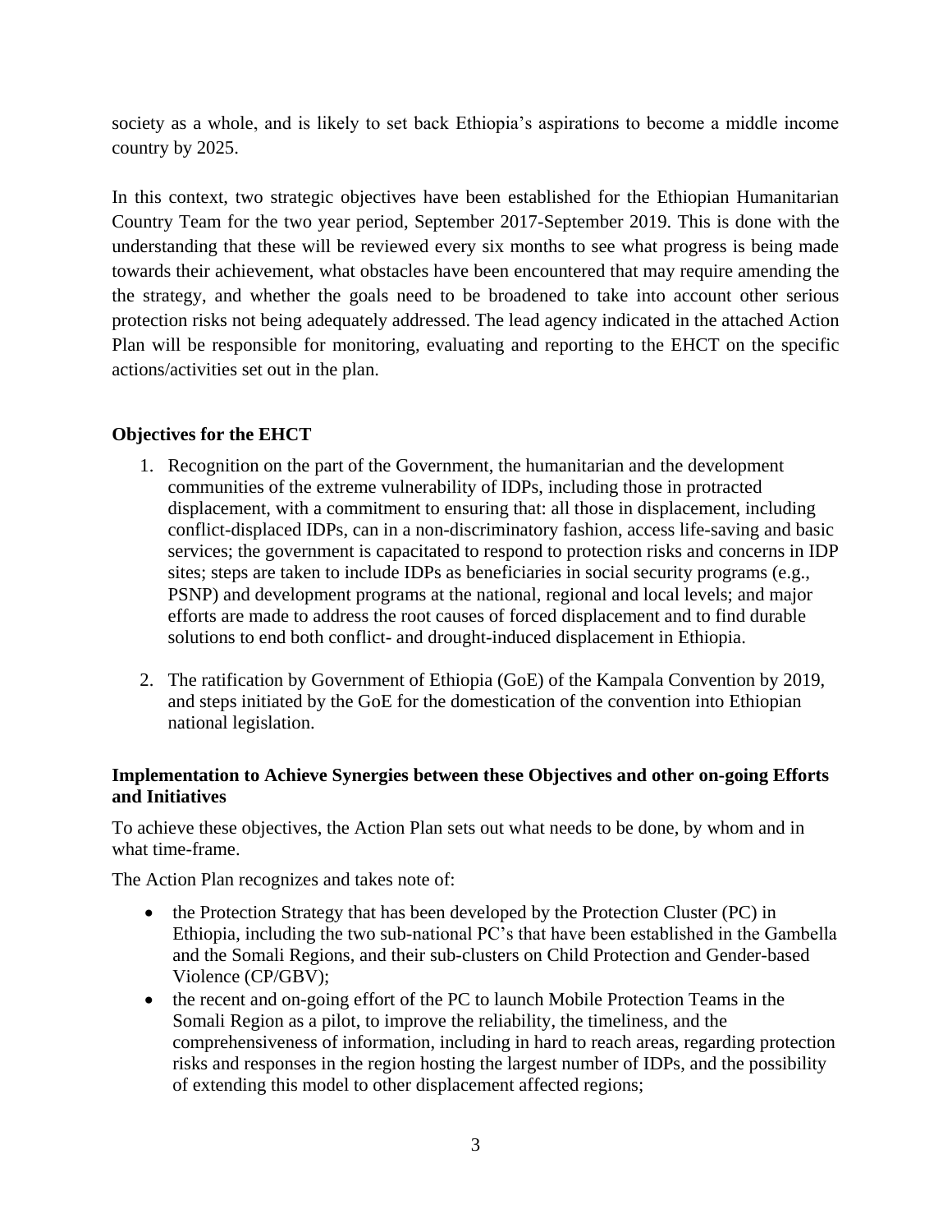society as a whole, and is likely to set back Ethiopia's aspirations to become a middle income country by 2025.

In this context, two strategic objectives have been established for the Ethiopian Humanitarian Country Team for the two year period, September 2017-September 2019. This is done with the understanding that these will be reviewed every six months to see what progress is being made towards their achievement, what obstacles have been encountered that may require amending the the strategy, and whether the goals need to be broadened to take into account other serious protection risks not being adequately addressed. The lead agency indicated in the attached Action Plan will be responsible for monitoring, evaluating and reporting to the EHCT on the specific actions/activities set out in the plan.

**Objectives for the EHCT**

1. Recognition on the part of the Government, the humanitarian and the development communities of the extreme vulnerability of IDPs, including those in protracted displacement, with a commitment to ensuring that: all those in displacement, including conflict-displaced IDPs, can in a non-discriminatory fashion, access life-saving and basic services; the government is capacitated to respond to protection risks and concerns in IDP sites; steps are taken to include IDPs as beneficiaries in social security programs (e.g., PSNP) and development programs at the national, regional and local levels; and major efforts are made to address the root causes of forced displacement and to find durable solutions to end both conflict- and drought-induced displacement in Ethiopia.

2. The ratification by Government of Ethiopia (GoE) of the Kampala Convention by 2019, and steps initiated by the GoE for the domestication of the convention into Ethiopian national legislation.

**Implementation to Achieve Synergies between these Objectives and other on-going Efforts and Initiatives**

To achieve these objectives, the Action Plan sets out what needs to be done, by whom and in what time-frame.

The Action Plan recognizes and takes note of:

- the Protection Strategy that has been developed by the Protection Cluster (PC) in Ethiopia, including the two sub-national PC's that have been established in the Gambella and the Somali Regions, and their sub-clusters on Child Protection and Gender-based Violence (CP/GBV);
- the recent and on-going effort of the PC to launch Mobile Protection Teams in the Somali Region as a pilot, to improve the reliability, the timeliness, and the comprehensiveness of information, including in hard to reach areas, regarding protection risks and responses in the region hosting the largest number of IDPs, and the possibility of extending this model to other displacement affected regions;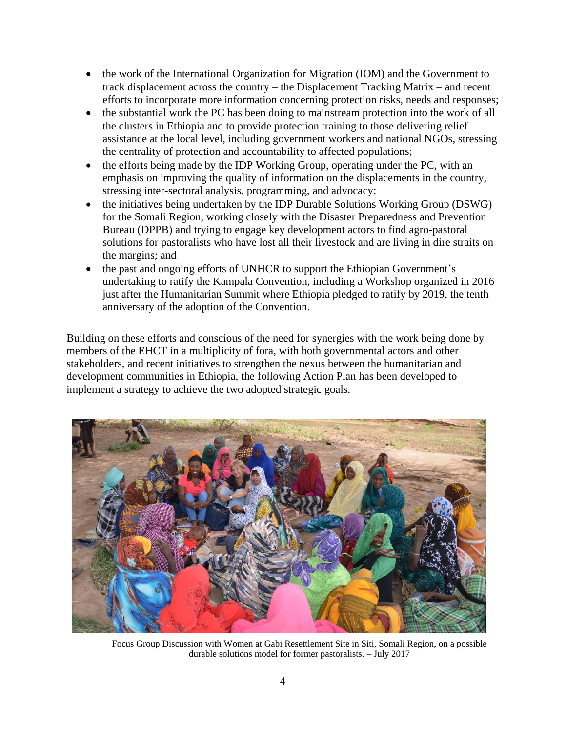- the work of the International Organization for Migration (IOM) and the Government to track displacement across the country – the Displacement Tracking Matrix – and recent efforts to incorporate more information concerning protection risks, needs and responses;
- the substantial work the PC has been doing to mainstream protection into the work of all the clusters in Ethiopia and to provide protection training to those delivering relief assistance at the local level, including government workers and national NGOs, stressing the centrality of protection and accountability to affected populations;
- the efforts being made by the IDP Working Group, operating under the PC, with an emphasis on improving the quality of information on the displacements in the country, stressing inter-sectoral analysis, programming, and advocacy;
- the initiatives being undertaken by the IDP Durable Solutions Working Group (DSWG) for the Somali Region, working closely with the Disaster Preparedness and Prevention Bureau (DPPB) and trying to engage key development actors to find agro-pastoral solutions for pastoralists who have lost all their livestock and are living in dire straits on the margins; and
- the past and ongoing efforts of UNHCR to support the Ethiopian Government's undertaking to ratify the Kampala Convention, including a Workshop organized in 2016 just after the Humanitarian Summit where Ethiopia pledged to ratify by 2019, the tenth anniversary of the adoption of the Convention.

Building on these efforts and conscious of the need for synergies with the work being done by members of the EHCT in a multiplicity of fora, with both governmental actors and other stakeholders, and recent initiatives to strengthen the nexus between the humanitarian and development communities in Ethiopia, the following Action Plan has been developed to implement a strategy to achieve the two adopted strategic goals.

Focus Group Discussion with Women at Gabi Resettlement Site in Siti, Somali Region, on a possible durable solutions model for former pastoralists. – July 2017